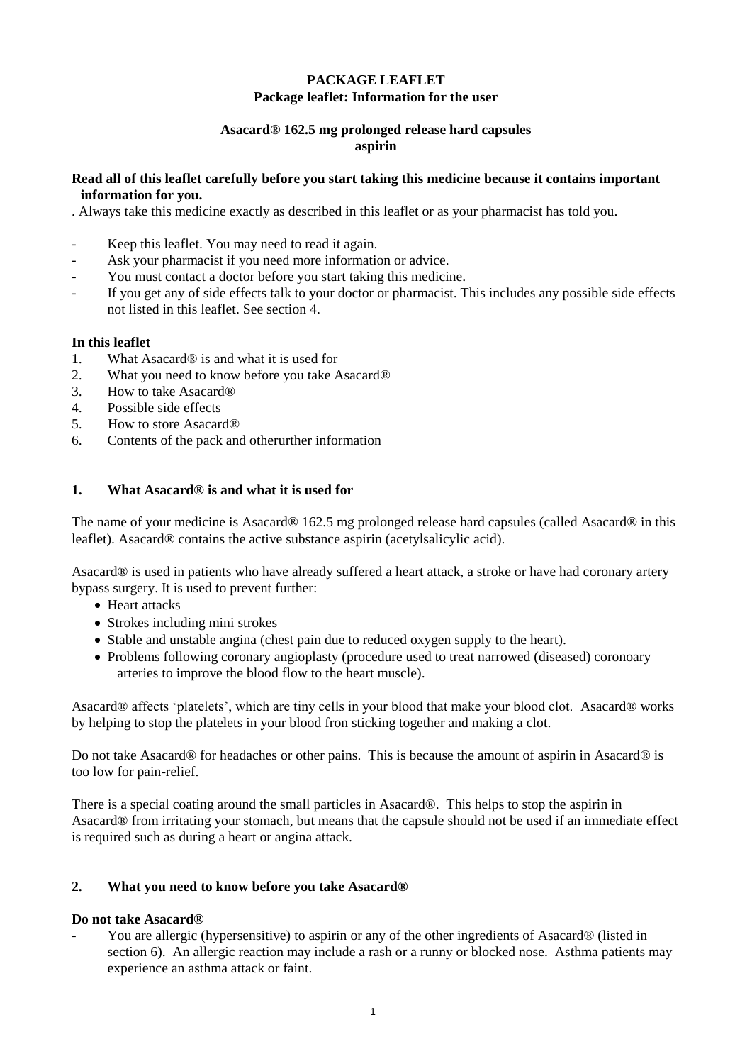# PACKAGE LEAFLET

## Package leaflet: Information for the user

### Asacard® 162.5 mg prolonged release hard capsules
### aspirin

**Read all of this leaflet carefully before you start taking this medicine because it contains important information for you.**

. Always take this medicine exactly as described in this leaflet or as your pharmacist has told you.

- Keep this leaflet. You may need to read it again.
- Ask your pharmacist if you need more information or advice.
- You must contact a doctor before you start taking this medicine.
- If you get any of side effects talk to your doctor or pharmacist. This includes any possible side effects not listed in this leaflet. See section 4.

**In this leaflet**

1. What Asacard® is and what it is used for
2. What you need to know before you take Asacard®
3. How to take Asacard®
4. Possible side effects
5. How to store Asacard®
6. Contents of the pack and otherurther information

## 1. What Asacard® is and what it is used for

The name of your medicine is Asacard® 162.5 mg prolonged release hard capsules (called Asacard® in this leaflet). Asacard® contains the active substance aspirin (acetylsalicylic acid).

Asacard® is used in patients who have already suffered a heart attack, a stroke or have had coronary artery bypass surgery. It is used to prevent further:

- Heart attacks
- Strokes including mini strokes
- Stable and unstable angina (chest pain due to reduced oxygen supply to the heart).
- Problems following coronary angioplasty (procedure used to treat narrowed (diseased) coronoary arteries to improve the blood flow to the heart muscle).

Asacard® affects 'platelets', which are tiny cells in your blood that make your blood clot. Asacard® works by helping to stop the platelets in your blood fron sticking together and making a clot.

Do not take Asacard® for headaches or other pains. This is because the amount of aspirin in Asacard® is too low for pain-relief.

There is a special coating around the small particles in Asacard®. This helps to stop the aspirin in Asacard® from irritating your stomach, but means that the capsule should not be used if an immediate effect is required such as during a heart or angina attack.

## 2. What you need to know before you take Asacard®

**Do not take Asacard®**

- You are allergic (hypersensitive) to aspirin or any of the other ingredients of Asacard® (listed in section 6). An allergic reaction may include a rash or a runny or blocked nose. Asthma patients may experience an asthma attack or faint.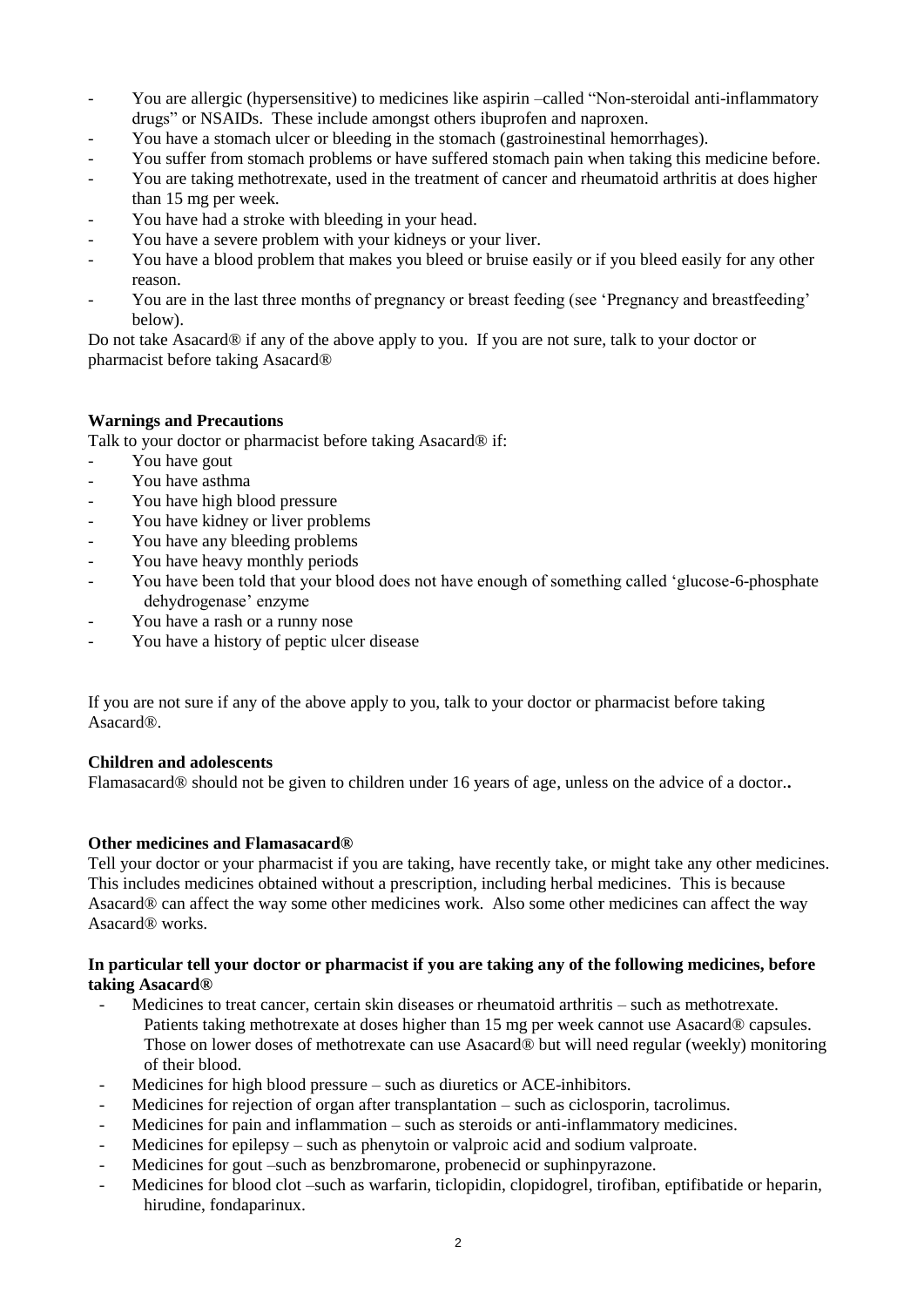- You are allergic (hypersensitive) to medicines like aspirin –called "Non-steroidal anti-inflammatory drugs" or NSAIDs. These include amongst others ibuprofen and naproxen.
- You have a stomach ulcer or bleeding in the stomach (gastroinestinal hemorrhages).
- You suffer from stomach problems or have suffered stomach pain when taking this medicine before.
- You are taking methotrexate, used in the treatment of cancer and rheumatoid arthritis at does higher than 15 mg per week.
- You have had a stroke with bleeding in your head.
- You have a severe problem with your kidneys or your liver.
- You have a blood problem that makes you bleed or bruise easily or if you bleed easily for any other reason.
- You are in the last three months of pregnancy or breast feeding (see 'Pregnancy and breastfeeding' below).

Do not take Asacard® if any of the above apply to you. If you are not sure, talk to your doctor or pharmacist before taking Asacard®

**Warnings and Precautions**

Talk to your doctor or pharmacist before taking Asacard® if:

- You have gout
- You have asthma
- You have high blood pressure
- You have kidney or liver problems
- You have any bleeding problems
- You have heavy monthly periods
- You have been told that your blood does not have enough of something called 'glucose-6-phosphate dehydrogenase' enzyme
- You have a rash or a runny nose
- You have a history of peptic ulcer disease

If you are not sure if any of the above apply to you, talk to your doctor or pharmacist before taking Asacard®.

**Children and adolescents**

Flamasacard® should not be given to children under 16 years of age, unless on the advice of a doctor.**.**

**Other medicines and Flamasacard®**

Tell your doctor or your pharmacist if you are taking, have recently take, or might take any other medicines. This includes medicines obtained without a prescription, including herbal medicines. This is because Asacard® can affect the way some other medicines work. Also some other medicines can affect the way Asacard® works.

**In particular tell your doctor or pharmacist if you are taking any of the following medicines, before taking Asacard®**

- Medicines to treat cancer, certain skin diseases or rheumatoid arthritis – such as methotrexate. Patients taking methotrexate at doses higher than 15 mg per week cannot use Asacard® capsules. Those on lower doses of methotrexate can use Asacard® but will need regular (weekly) monitoring of their blood.
- Medicines for high blood pressure – such as diuretics or ACE-inhibitors.
- Medicines for rejection of organ after transplantation – such as ciclosporin, tacrolimus.
- Medicines for pain and inflammation – such as steroids or anti-inflammatory medicines.
- Medicines for epilepsy – such as phenytoin or valproic acid and sodium valproate.
- Medicines for gout –such as benzbromarone, probenecid or suphinpyrazone.
- Medicines for blood clot –such as warfarin, ticlopidin, clopidogrel, tirofiban, eptifibatide or heparin, hirudine, fondaparinux.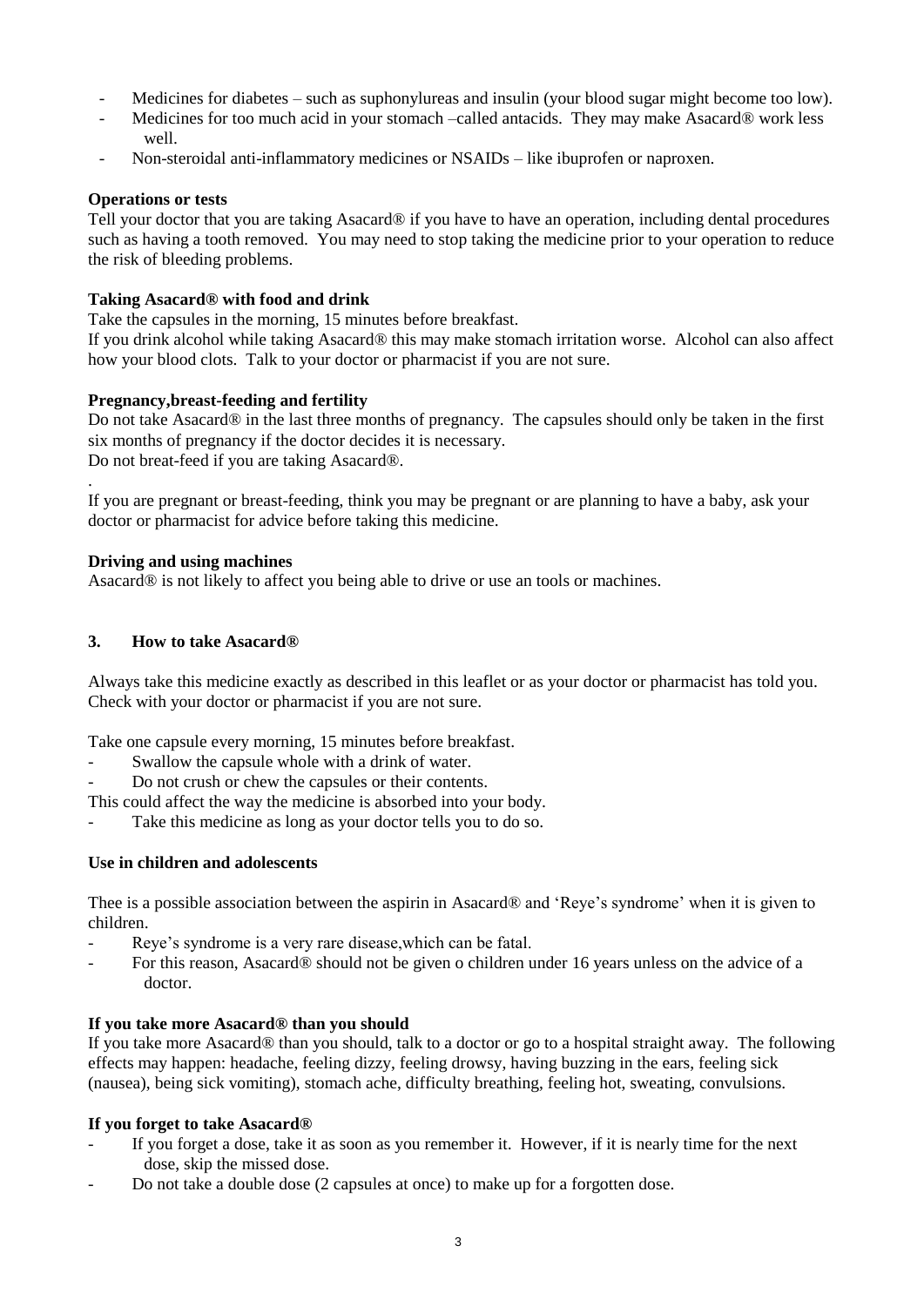- Medicines for diabetes – such as suphonylureas and insulin (your blood sugar might become too low).
- Medicines for too much acid in your stomach –called antacids. They may make Asacard® work less well.
- Non-steroidal anti-inflammatory medicines or NSAIDs – like ibuprofen or naproxen.

**Operations or tests**

Tell your doctor that you are taking Asacard® if you have to have an operation, including dental procedures such as having a tooth removed. You may need to stop taking the medicine prior to your operation to reduce the risk of bleeding problems.

**Taking Asacard® with food and drink**

Take the capsules in the morning, 15 minutes before breakfast.
If you drink alcohol while taking Asacard® this may make stomach irritation worse. Alcohol can also affect how your blood clots. Talk to your doctor or pharmacist if you are not sure.

**Pregnancy,breast-feeding and fertility**

Do not take Asacard® in the last three months of pregnancy. The capsules should only be taken in the first six months of pregnancy if the doctor decides it is necessary.
Do not breat-feed if you are taking Asacard®.

.

If you are pregnant or breast-feeding, think you may be pregnant or are planning to have a baby, ask your doctor or pharmacist for advice before taking this medicine.

**Driving and using machines**

Asacard® is not likely to affect you being able to drive or use an tools or machines.

## 3. How to take Asacard®

Always take this medicine exactly as described in this leaflet or as your doctor or pharmacist has told you. Check with your doctor or pharmacist if you are not sure.

Take one capsule every morning, 15 minutes before breakfast.
- Swallow the capsule whole with a drink of water.
- Do not crush or chew the capsules or their contents.

This could affect the way the medicine is absorbed into your body.
- Take this medicine as long as your doctor tells you to do so.

**Use in children and adolescents**

Thee is a possible association between the aspirin in Asacard® and 'Reye's syndrome' when it is given to children.
- Reye's syndrome is a very rare disease,which can be fatal.
- For this reason, Asacard® should not be given o children under 16 years unless on the advice of a doctor.

**If you take more Asacard® than you should**

If you take more Asacard® than you should, talk to a doctor or go to a hospital straight away. The following effects may happen: headache, feeling dizzy, feeling drowsy, having buzzing in the ears, feeling sick (nausea), being sick vomiting), stomach ache, difficulty breathing, feeling hot, sweating, convulsions.

**If you forget to take Asacard®**

- If you forget a dose, take it as soon as you remember it. However, if it is nearly time for the next dose, skip the missed dose.
- Do not take a double dose (2 capsules at once) to make up for a forgotten dose.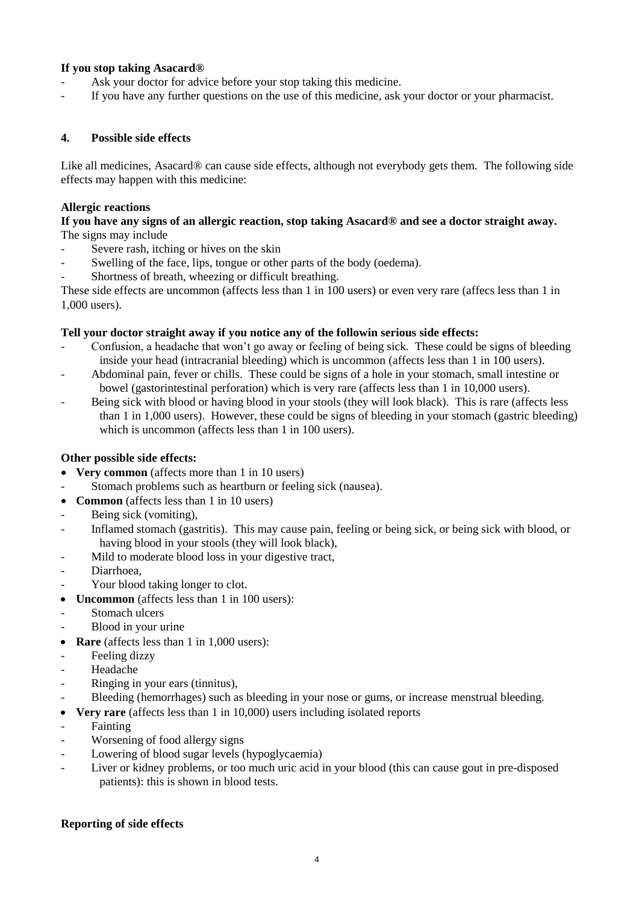**If you stop taking Asacard®**

- Ask your doctor for advice before your stop taking this medicine.
- If you have any further questions on the use of this medicine, ask your doctor or your pharmacist.

## 4. Possible side effects

Like all medicines, Asacard® can cause side effects, although not everybody gets them. The following side effects may happen with this medicine:

**Allergic reactions**

**If you have any signs of an allergic reaction, stop taking Asacard® and see a doctor straight away.**
The signs may include

- Severe rash, itching or hives on the skin
- Swelling of the face, lips, tongue or other parts of the body (oedema).
- Shortness of breath, wheezing or difficult breathing.

These side effects are uncommon (affects less than 1 in 100 users) or even very rare (affecs less than 1 in 1,000 users).

**Tell your doctor straight away if you notice any of the followin serious side effects:**

- Confusion, a headache that won't go away or feeling of being sick. These could be signs of bleeding inside your head (intracranial bleeding) which is uncommon (affects less than 1 in 100 users).
- Abdominal pain, fever or chills. These could be signs of a hole in your stomach, small intestine or bowel (gastorintestinal perforation) which is very rare (affects less than 1 in 10,000 users).
- Being sick with blood or having blood in your stools (they will look black). This is rare (affects less than 1 in 1,000 users). However, these could be signs of bleeding in your stomach (gastric bleeding) which is uncommon (affects less than 1 in 100 users).

**Other possible side effects:**

- **Very common** (affects more than 1 in 10 users)
  - Stomach problems such as heartburn or feeling sick (nausea).
- **Common** (affects less than 1 in 10 users)
  - Being sick (vomiting),
  - Inflamed stomach (gastritis). This may cause pain, feeling or being sick, or being sick with blood, or having blood in your stools (they will look black),
  - Mild to moderate blood loss in your digestive tract,
  - Diarrhoea,
  - Your blood taking longer to clot.
- **Uncommon** (affects less than 1 in 100 users):
  - Stomach ulcers
  - Blood in your urine
- **Rare** (affects less than 1 in 1,000 users):
  - Feeling dizzy
  - Headache
  - Ringing in your ears (tinnitus),
  - Bleeding (hemorrhages) such as bleeding in your nose or gums, or increase menstrual bleeding.
- **Very rare** (affects less than 1 in 10,000) users including isolated reports
  - Fainting
  - Worsening of food allergy signs
  - Lowering of blood sugar levels (hypoglycaemia)
  - Liver or kidney problems, or too much uric acid in your blood (this can cause gout in pre-disposed patients): this is shown in blood tests.

**Reporting of side effects**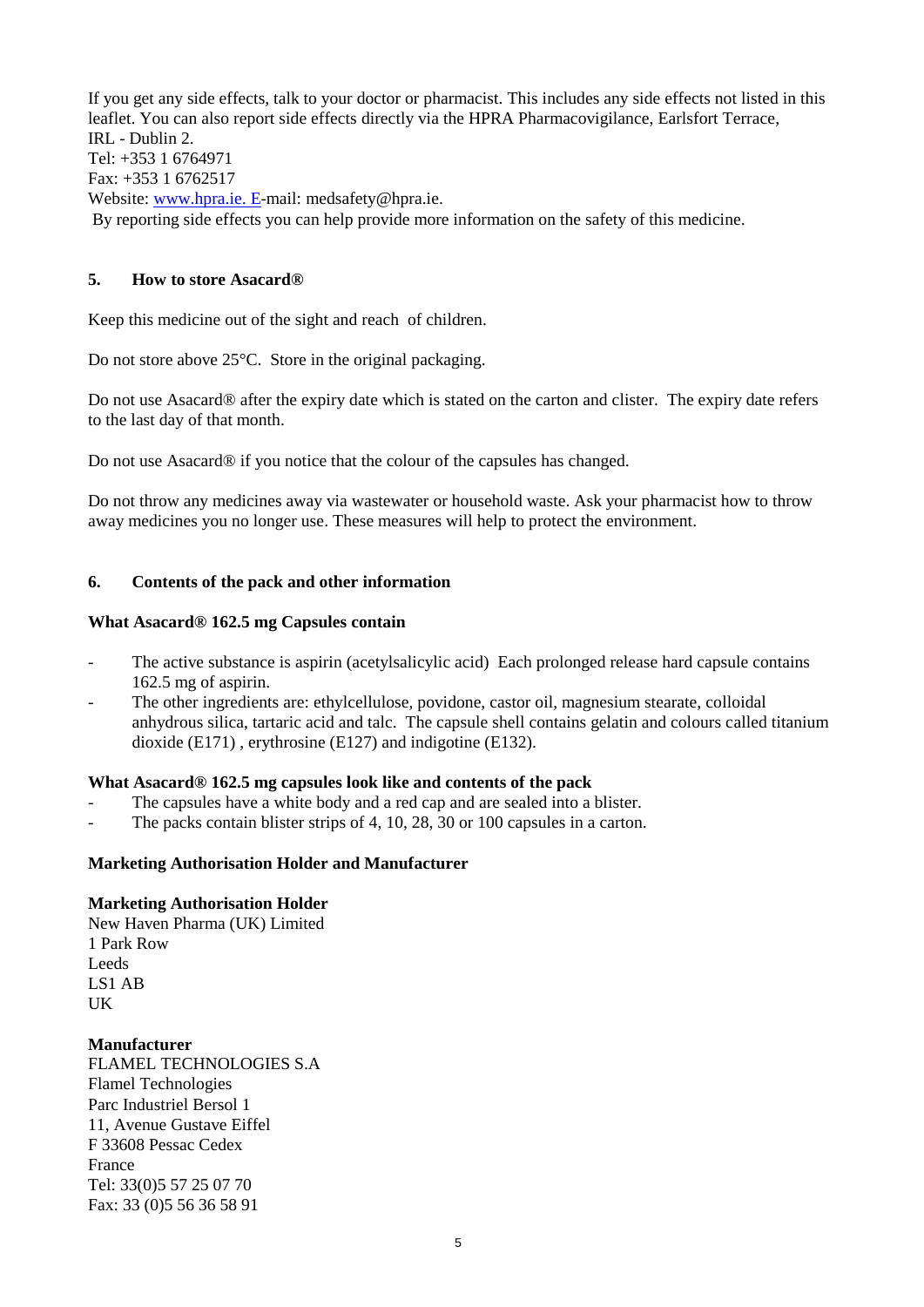If you get any side effects, talk to your doctor or pharmacist. This includes any side effects not listed in this leaflet. You can also report side effects directly via the HPRA Pharmacovigilance, Earlsfort Terrace, IRL - Dublin 2.
Tel: +353 1 6764971
Fax: +353 1 6762517
Website: www.hpra.ie. E-mail: medsafety@hpra.ie.
By reporting side effects you can help provide more information on the safety of this medicine.

## 5. How to store Asacard®

Keep this medicine out of the sight and reach of children.

Do not store above 25°C. Store in the original packaging.

Do not use Asacard® after the expiry date which is stated on the carton and clister. The expiry date refers to the last day of that month.

Do not use Asacard® if you notice that the colour of the capsules has changed.

Do not throw any medicines away via wastewater or household waste. Ask your pharmacist how to throw away medicines you no longer use. These measures will help to protect the environment.

## 6. Contents of the pack and other information

**What Asacard® 162.5 mg Capsules contain**

- The active substance is aspirin (acetylsalicylic acid) Each prolonged release hard capsule contains 162.5 mg of aspirin.
- The other ingredients are: ethylcellulose, povidone, castor oil, magnesium stearate, colloidal anhydrous silica, tartaric acid and talc. The capsule shell contains gelatin and colours called titanium dioxide (E171) , erythrosine (E127) and indigotine (E132).

**What Asacard® 162.5 mg capsules look like and contents of the pack**

- The capsules have a white body and a red cap and are sealed into a blister.
- The packs contain blister strips of 4, 10, 28, 30 or 100 capsules in a carton.

**Marketing Authorisation Holder and Manufacturer**

**Marketing Authorisation Holder**
New Haven Pharma (UK) Limited
1 Park Row
Leeds
LS1 AB
UK

**Manufacturer**
FLAMEL TECHNOLOGIES S.A
Flamel Technologies
Parc Industriel Bersol 1
11, Avenue Gustave Eiffel
F 33608 Pessac Cedex
France
Tel: 33(0)5 57 25 07 70
Fax: 33 (0)5 56 36 58 91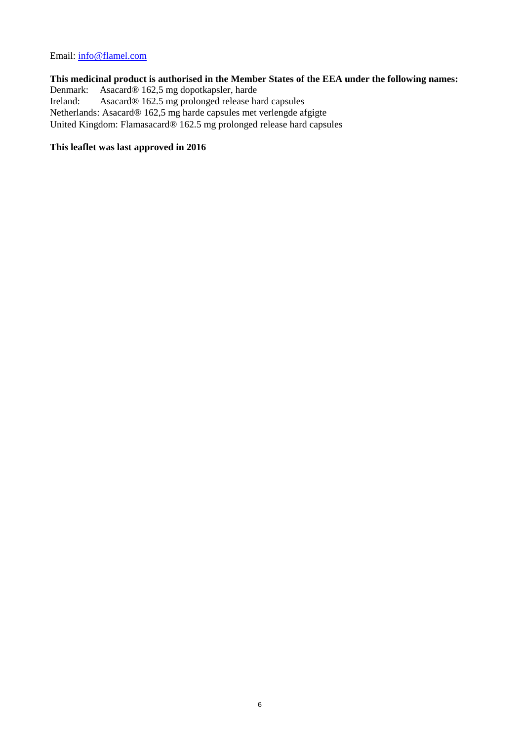Email: info@flamel.com

**This medicinal product is authorised in the Member States of the EEA under the following names:**

Denmark: Asacard® 162,5 mg dopotkapsler, harde
Ireland: Asacard® 162.5 mg prolonged release hard capsules
Netherlands: Asacard® 162,5 mg harde capsules met verlengde afgigte
United Kingdom: Flamasacard® 162.5 mg prolonged release hard capsules

**This leaflet was last approved in 2016**